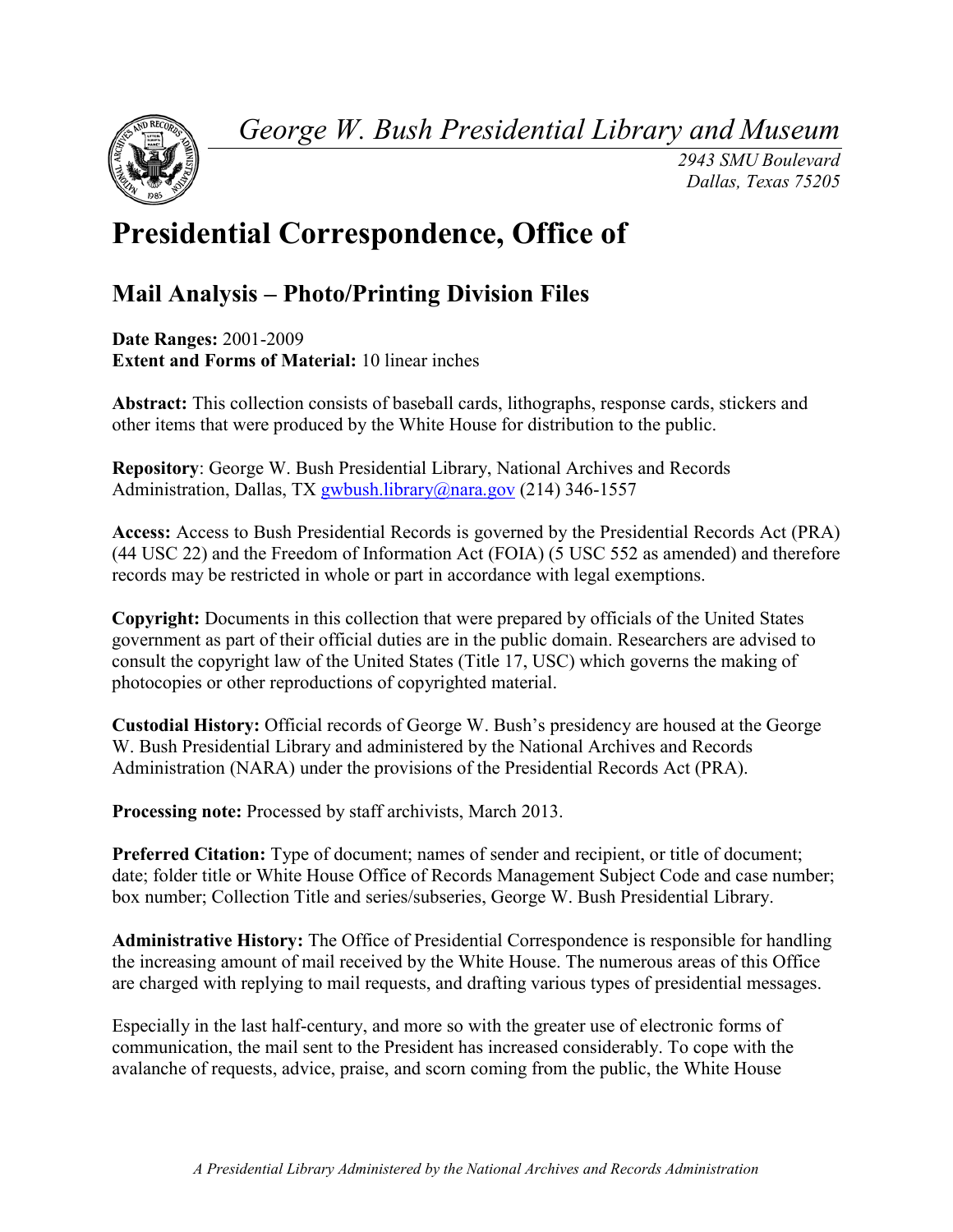*George W. Bush Presidential Library and Museum*

*2943 SMU Boulevard*
*Dallas, Texas 75205*

# Presidential Correspondence, Office of

## Mail Analysis – Photo/Printing Division Files

**Date Ranges:** 2001-2009
**Extent and Forms of Material:** 10 linear inches

**Abstract:** This collection consists of baseball cards, lithographs, response cards, stickers and other items that were produced by the White House for distribution to the public.

**Repository**: George W. Bush Presidential Library, National Archives and Records Administration, Dallas, TX gwbush.library@nara.gov (214) 346-1557

**Access:** Access to Bush Presidential Records is governed by the Presidential Records Act (PRA) (44 USC 22) and the Freedom of Information Act (FOIA) (5 USC 552 as amended) and therefore records may be restricted in whole or part in accordance with legal exemptions.

**Copyright:** Documents in this collection that were prepared by officials of the United States government as part of their official duties are in the public domain. Researchers are advised to consult the copyright law of the United States (Title 17, USC) which governs the making of photocopies or other reproductions of copyrighted material.

**Custodial History:** Official records of George W. Bush's presidency are housed at the George W. Bush Presidential Library and administered by the National Archives and Records Administration (NARA) under the provisions of the Presidential Records Act (PRA).

**Processing note:** Processed by staff archivists, March 2013.

**Preferred Citation:** Type of document; names of sender and recipient, or title of document; date; folder title or White House Office of Records Management Subject Code and case number; box number; Collection Title and series/subseries, George W. Bush Presidential Library.

**Administrative History:** The Office of Presidential Correspondence is responsible for handling the increasing amount of mail received by the White House. The numerous areas of this Office are charged with replying to mail requests, and drafting various types of presidential messages.

Especially in the last half-century, and more so with the greater use of electronic forms of communication, the mail sent to the President has increased considerably. To cope with the avalanche of requests, advice, praise, and scorn coming from the public, the White House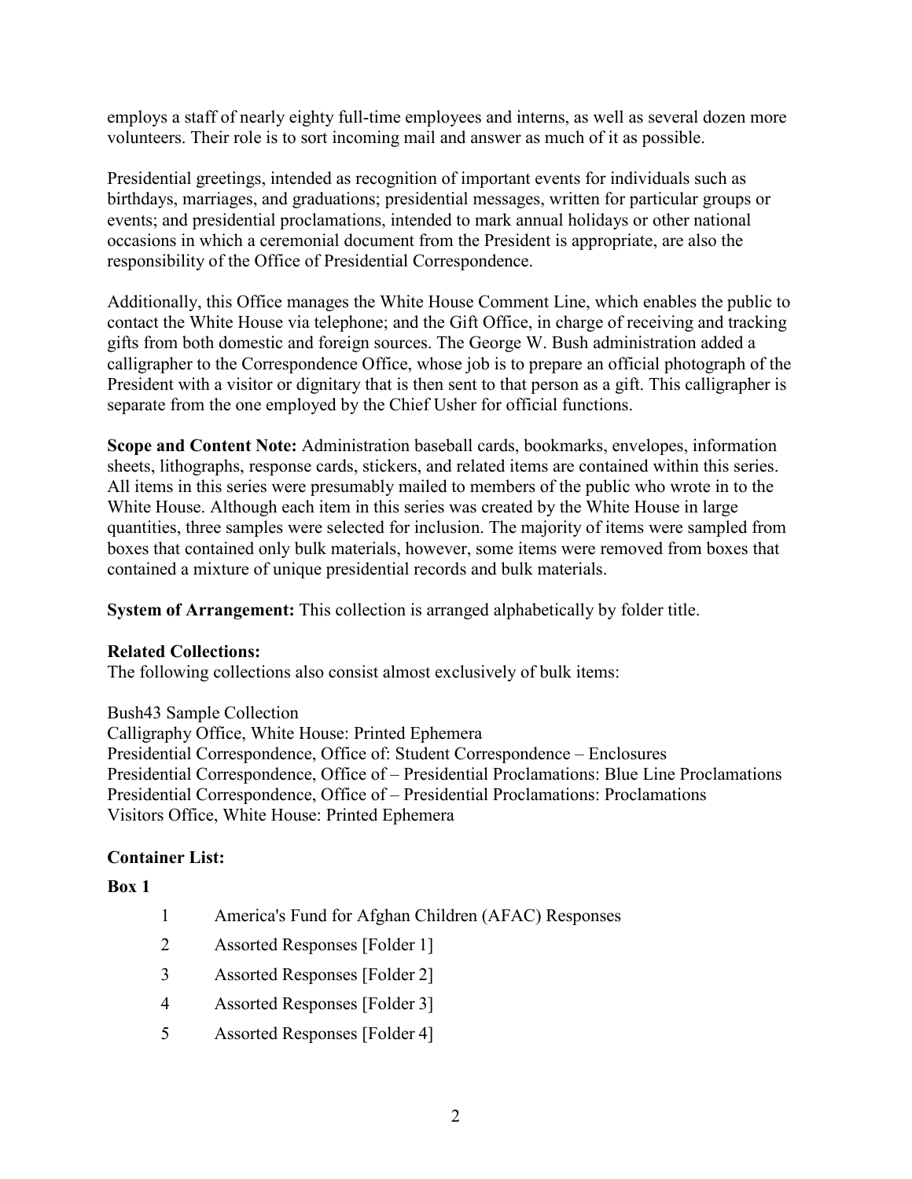employs a staff of nearly eighty full-time employees and interns, as well as several dozen more volunteers. Their role is to sort incoming mail and answer as much of it as possible.

Presidential greetings, intended as recognition of important events for individuals such as birthdays, marriages, and graduations; presidential messages, written for particular groups or events; and presidential proclamations, intended to mark annual holidays or other national occasions in which a ceremonial document from the President is appropriate, are also the responsibility of the Office of Presidential Correspondence.

Additionally, this Office manages the White House Comment Line, which enables the public to contact the White House via telephone; and the Gift Office, in charge of receiving and tracking gifts from both domestic and foreign sources. The George W. Bush administration added a calligrapher to the Correspondence Office, whose job is to prepare an official photograph of the President with a visitor or dignitary that is then sent to that person as a gift. This calligrapher is separate from the one employed by the Chief Usher for official functions.

**Scope and Content Note:** Administration baseball cards, bookmarks, envelopes, information sheets, lithographs, response cards, stickers, and related items are contained within this series. All items in this series were presumably mailed to members of the public who wrote in to the White House. Although each item in this series was created by the White House in large quantities, three samples were selected for inclusion. The majority of items were sampled from boxes that contained only bulk materials, however, some items were removed from boxes that contained a mixture of unique presidential records and bulk materials.

**System of Arrangement:** This collection is arranged alphabetically by folder title.

**Related Collections:**
The following collections also consist almost exclusively of bulk items:

Bush43 Sample Collection
Calligraphy Office, White House: Printed Ephemera
Presidential Correspondence, Office of: Student Correspondence – Enclosures
Presidential Correspondence, Office of – Presidential Proclamations: Blue Line Proclamations
Presidential Correspondence, Office of – Presidential Proclamations: Proclamations
Visitors Office, White House: Printed Ephemera

**Container List:**

**Box 1**

1 America's Fund for Afghan Children (AFAC) Responses
2 Assorted Responses [Folder 1]
3 Assorted Responses [Folder 2]
4 Assorted Responses [Folder 3]
5 Assorted Responses [Folder 4]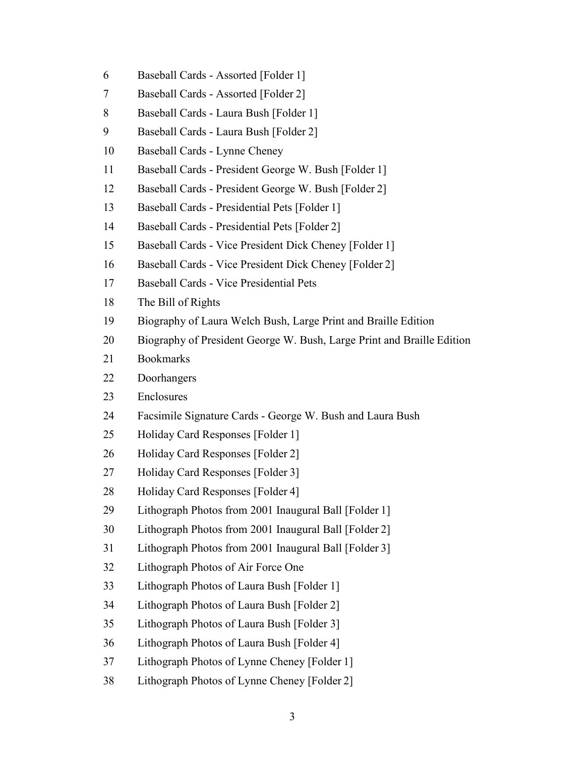6 Baseball Cards - Assorted [Folder 1]

7 Baseball Cards - Assorted [Folder 2]

8 Baseball Cards - Laura Bush [Folder 1]

9 Baseball Cards - Laura Bush [Folder 2]

10 Baseball Cards - Lynne Cheney

11 Baseball Cards - President George W. Bush [Folder 1]

12 Baseball Cards - President George W. Bush [Folder 2]

13 Baseball Cards - Presidential Pets [Folder 1]

14 Baseball Cards - Presidential Pets [Folder 2]

15 Baseball Cards - Vice President Dick Cheney [Folder 1]

16 Baseball Cards - Vice President Dick Cheney [Folder 2]

17 Baseball Cards - Vice Presidential Pets

18 The Bill of Rights

19 Biography of Laura Welch Bush, Large Print and Braille Edition

20 Biography of President George W. Bush, Large Print and Braille Edition

21 Bookmarks

22 Doorhangers

23 Enclosures

24 Facsimile Signature Cards - George W. Bush and Laura Bush

25 Holiday Card Responses [Folder 1]

26 Holiday Card Responses [Folder 2]

27 Holiday Card Responses [Folder 3]

28 Holiday Card Responses [Folder 4]

29 Lithograph Photos from 2001 Inaugural Ball [Folder 1]

30 Lithograph Photos from 2001 Inaugural Ball [Folder 2]

31 Lithograph Photos from 2001 Inaugural Ball [Folder 3]

32 Lithograph Photos of Air Force One

33 Lithograph Photos of Laura Bush [Folder 1]

34 Lithograph Photos of Laura Bush [Folder 2]

35 Lithograph Photos of Laura Bush [Folder 3]

36 Lithograph Photos of Laura Bush [Folder 4]

37 Lithograph Photos of Lynne Cheney [Folder 1]

38 Lithograph Photos of Lynne Cheney [Folder 2]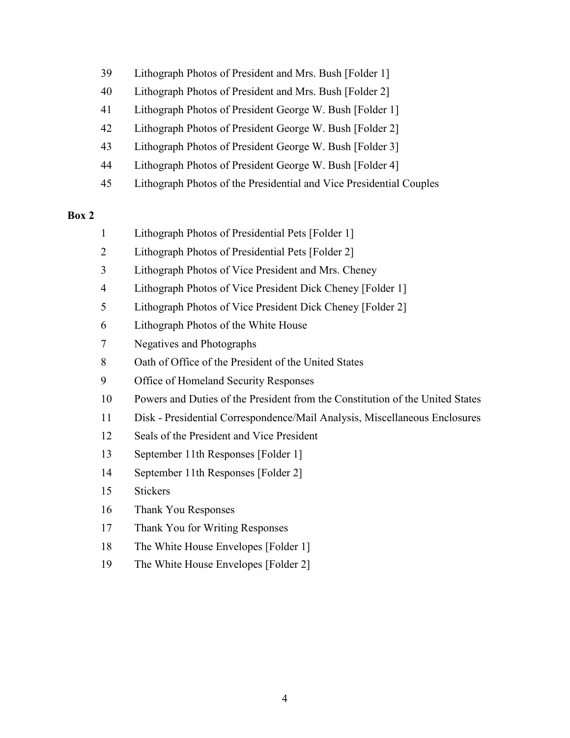39 Lithograph Photos of President and Mrs. Bush [Folder 1]

40 Lithograph Photos of President and Mrs. Bush [Folder 2]

41 Lithograph Photos of President George W. Bush [Folder 1]

42 Lithograph Photos of President George W. Bush [Folder 2]

43 Lithograph Photos of President George W. Bush [Folder 3]

44 Lithograph Photos of President George W. Bush [Folder 4]

45 Lithograph Photos of the Presidential and Vice Presidential Couples

**Box 2**

1 Lithograph Photos of Presidential Pets [Folder 1]

2 Lithograph Photos of Presidential Pets [Folder 2]

3 Lithograph Photos of Vice President and Mrs. Cheney

4 Lithograph Photos of Vice President Dick Cheney [Folder 1]

5 Lithograph Photos of Vice President Dick Cheney [Folder 2]

6 Lithograph Photos of the White House

7 Negatives and Photographs

8 Oath of Office of the President of the United States

9 Office of Homeland Security Responses

10 Powers and Duties of the President from the Constitution of the United States

11 Disk - Presidential Correspondence/Mail Analysis, Miscellaneous Enclosures

12 Seals of the President and Vice President

13 September 11th Responses [Folder 1]

14 September 11th Responses [Folder 2]

15 Stickers

16 Thank You Responses

17 Thank You for Writing Responses

18 The White House Envelopes [Folder 1]

19 The White House Envelopes [Folder 2]